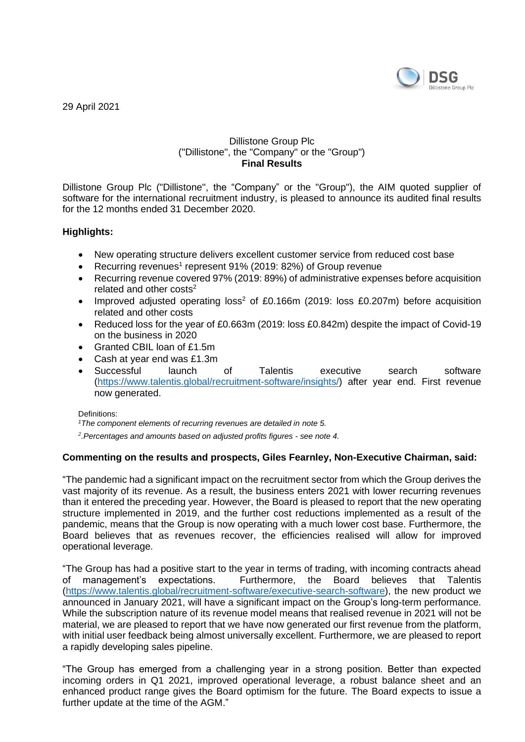29 April 2021

Dillistone Group Plc
("Dillistone", the "Company" or the "Group")
**Final Results**

Dillistone Group Plc ("Dillistone", the "Company" or the "Group"), the AIM quoted supplier of software for the international recruitment industry, is pleased to announce its audited final results for the 12 months ended 31 December 2020.

**Highlights:**

- New operating structure delivers excellent customer service from reduced cost base
- Recurring revenues[1] represent 91% (2019: 82%) of Group revenue
- Recurring revenue covered 97% (2019: 89%) of administrative expenses before acquisition related and other costs[2]
- Improved adjusted operating loss[2] of £0.166m (2019: loss £0.207m) before acquisition related and other costs
- Reduced loss for the year of £0.663m (2019: loss £0.842m) despite the impact of Covid-19 on the business in 2020
- Granted CBIL loan of £1.5m
- Cash at year end was £1.3m
- Successful launch of Talentis executive search software (https://www.talentis.global/recruitment-software/insights/) after year end. First revenue now generated.

Definitions:

[1]*The component elements of recurring revenues are detailed in note 5.*

[2]*.Percentages and amounts based on adjusted profits figures - see note 4.*

**Commenting on the results and prospects, Giles Fearnley, Non-Executive Chairman, said:**

"The pandemic had a significant impact on the recruitment sector from which the Group derives the vast majority of its revenue. As a result, the business enters 2021 with lower recurring revenues than it entered the preceding year. However, the Board is pleased to report that the new operating structure implemented in 2019, and the further cost reductions implemented as a result of the pandemic, means that the Group is now operating with a much lower cost base. Furthermore, the Board believes that as revenues recover, the efficiencies realised will allow for improved operational leverage.

"The Group has had a positive start to the year in terms of trading, with incoming contracts ahead of management's expectations. Furthermore, the Board believes that Talentis (https://www.talentis.global/recruitment-software/executive-search-software), the new product we announced in January 2021, will have a significant impact on the Group's long-term performance. While the subscription nature of its revenue model means that realised revenue in 2021 will not be material, we are pleased to report that we have now generated our first revenue from the platform, with initial user feedback being almost universally excellent. Furthermore, we are pleased to report a rapidly developing sales pipeline.

"The Group has emerged from a challenging year in a strong position. Better than expected incoming orders in Q1 2021, improved operational leverage, a robust balance sheet and an enhanced product range gives the Board optimism for the future. The Board expects to issue a further update at the time of the AGM."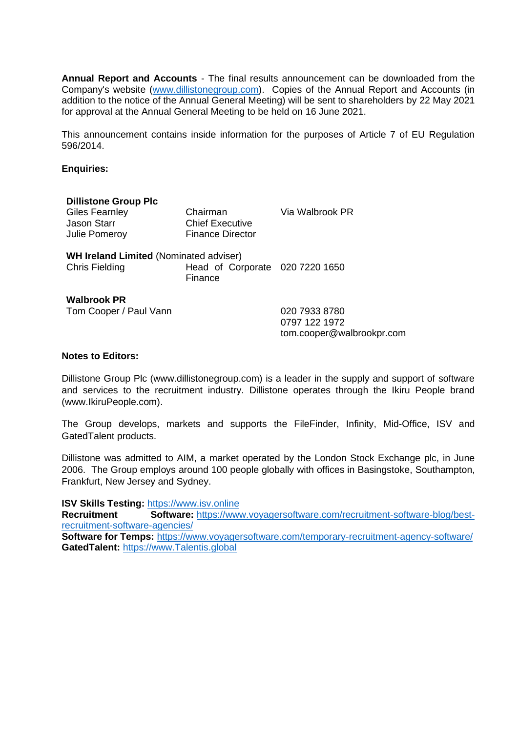**Annual Report and Accounts** - The final results announcement can be downloaded from the Company's website (www.dillistonegroup.com). Copies of the Annual Report and Accounts (in addition to the notice of the Annual General Meeting) will be sent to shareholders by 22 May 2021 for approval at the Annual General Meeting to be held on 16 June 2021.

This announcement contains inside information for the purposes of Article 7 of EU Regulation 596/2014.

**Enquiries:**

| **Dillistone Group Plc** | | |
|---|---|---|
| Giles Fearnley | Chairman | Via Walbrook PR |
| Jason Starr | Chief Executive | |
| Julie Pomeroy | Finance Director | |
| | | |
| **WH Ireland Limited** (Nominated adviser) | | |
| Chris Fielding | Head of Corporate Finance | 020 7220 1650 |
| | | |
| **Walbrook PR** | | |
| Tom Cooper / Paul Vann | | 020 7933 8780<br>0797 122 1972<br>tom.cooper@walbrookpr.com |

**Notes to Editors:**

Dillistone Group Plc (www.dillistonegroup.com) is a leader in the supply and support of software and services to the recruitment industry. Dillistone operates through the Ikiru People brand (www.IkiruPeople.com).

The Group develops, markets and supports the FileFinder, Infinity, Mid-Office, ISV and GatedTalent products.

Dillistone was admitted to AIM, a market operated by the London Stock Exchange plc, in June 2006. The Group employs around 100 people globally with offices in Basingstoke, Southampton, Frankfurt, New Jersey and Sydney.

**ISV Skills Testing:** https://www.isv.online
**Recruitment Software:** https://www.voyagersoftware.com/recruitment-software-blog/best-recruitment-software-agencies/
**Software for Temps:** https://www.voyagersoftware.com/temporary-recruitment-agency-software/
**GatedTalent:** https://www.Talentis.global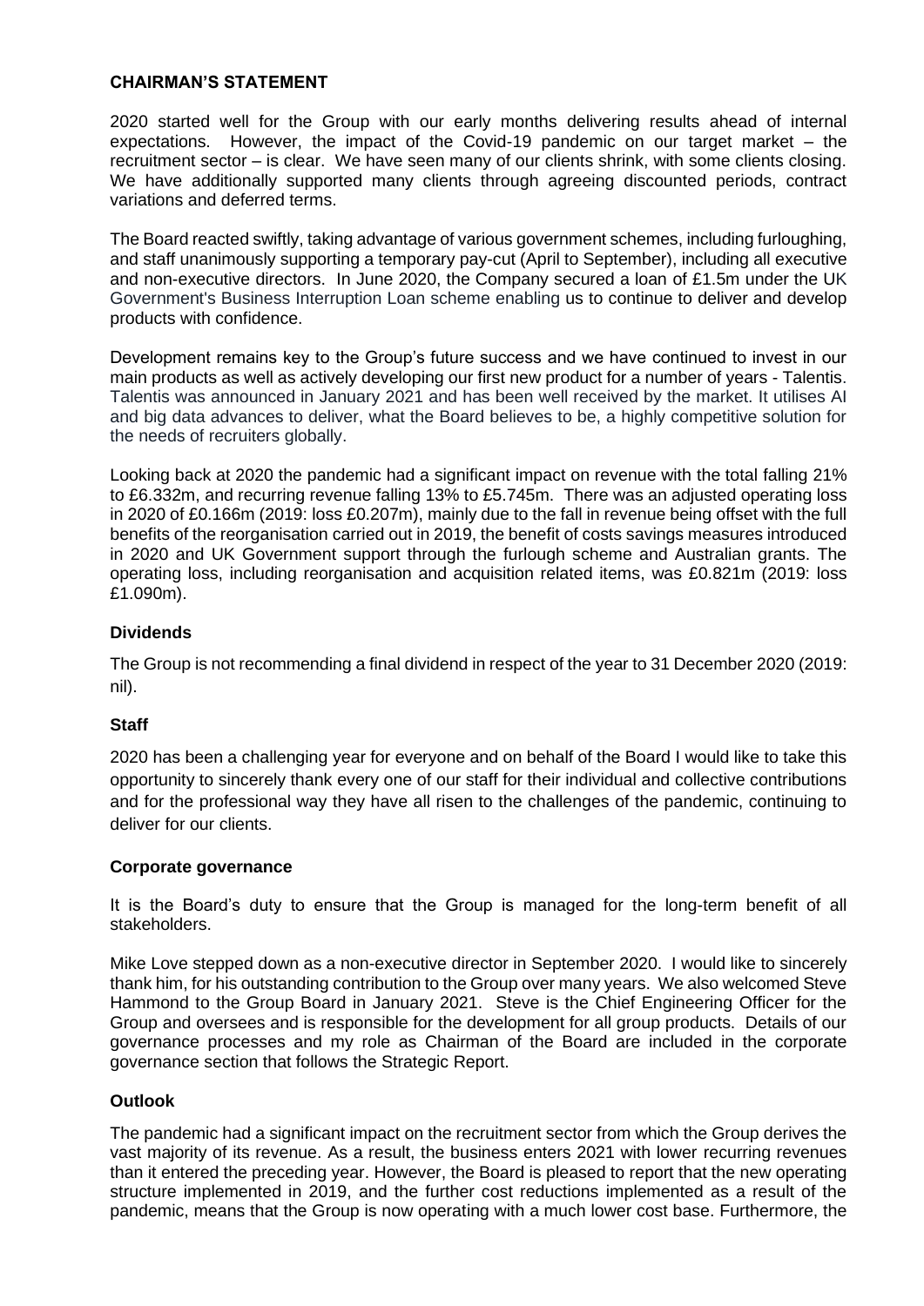## CHAIRMAN'S STATEMENT

2020 started well for the Group with our early months delivering results ahead of internal expectations. However, the impact of the Covid-19 pandemic on our target market – the recruitment sector – is clear. We have seen many of our clients shrink, with some clients closing. We have additionally supported many clients through agreeing discounted periods, contract variations and deferred terms.

The Board reacted swiftly, taking advantage of various government schemes, including furloughing, and staff unanimously supporting a temporary pay-cut (April to September), including all executive and non-executive directors. In June 2020, the Company secured a loan of £1.5m under the UK Government's Business Interruption Loan scheme enabling us to continue to deliver and develop products with confidence.

Development remains key to the Group's future success and we have continued to invest in our main products as well as actively developing our first new product for a number of years - Talentis. Talentis was announced in January 2021 and has been well received by the market. It utilises AI and big data advances to deliver, what the Board believes to be, a highly competitive solution for the needs of recruiters globally.

Looking back at 2020 the pandemic had a significant impact on revenue with the total falling 21% to £6.332m, and recurring revenue falling 13% to £5.745m. There was an adjusted operating loss in 2020 of £0.166m (2019: loss £0.207m), mainly due to the fall in revenue being offset with the full benefits of the reorganisation carried out in 2019, the benefit of costs savings measures introduced in 2020 and UK Government support through the furlough scheme and Australian grants. The operating loss, including reorganisation and acquisition related items, was £0.821m (2019: loss £1.090m).

### Dividends

The Group is not recommending a final dividend in respect of the year to 31 December 2020 (2019: nil).

### Staff

2020 has been a challenging year for everyone and on behalf of the Board I would like to take this opportunity to sincerely thank every one of our staff for their individual and collective contributions and for the professional way they have all risen to the challenges of the pandemic, continuing to deliver for our clients.

### Corporate governance

It is the Board's duty to ensure that the Group is managed for the long-term benefit of all stakeholders.

Mike Love stepped down as a non-executive director in September 2020. I would like to sincerely thank him, for his outstanding contribution to the Group over many years. We also welcomed Steve Hammond to the Group Board in January 2021. Steve is the Chief Engineering Officer for the Group and oversees and is responsible for the development for all group products. Details of our governance processes and my role as Chairman of the Board are included in the corporate governance section that follows the Strategic Report.

### Outlook

The pandemic had a significant impact on the recruitment sector from which the Group derives the vast majority of its revenue. As a result, the business enters 2021 with lower recurring revenues than it entered the preceding year. However, the Board is pleased to report that the new operating structure implemented in 2019, and the further cost reductions implemented as a result of the pandemic, means that the Group is now operating with a much lower cost base. Furthermore, the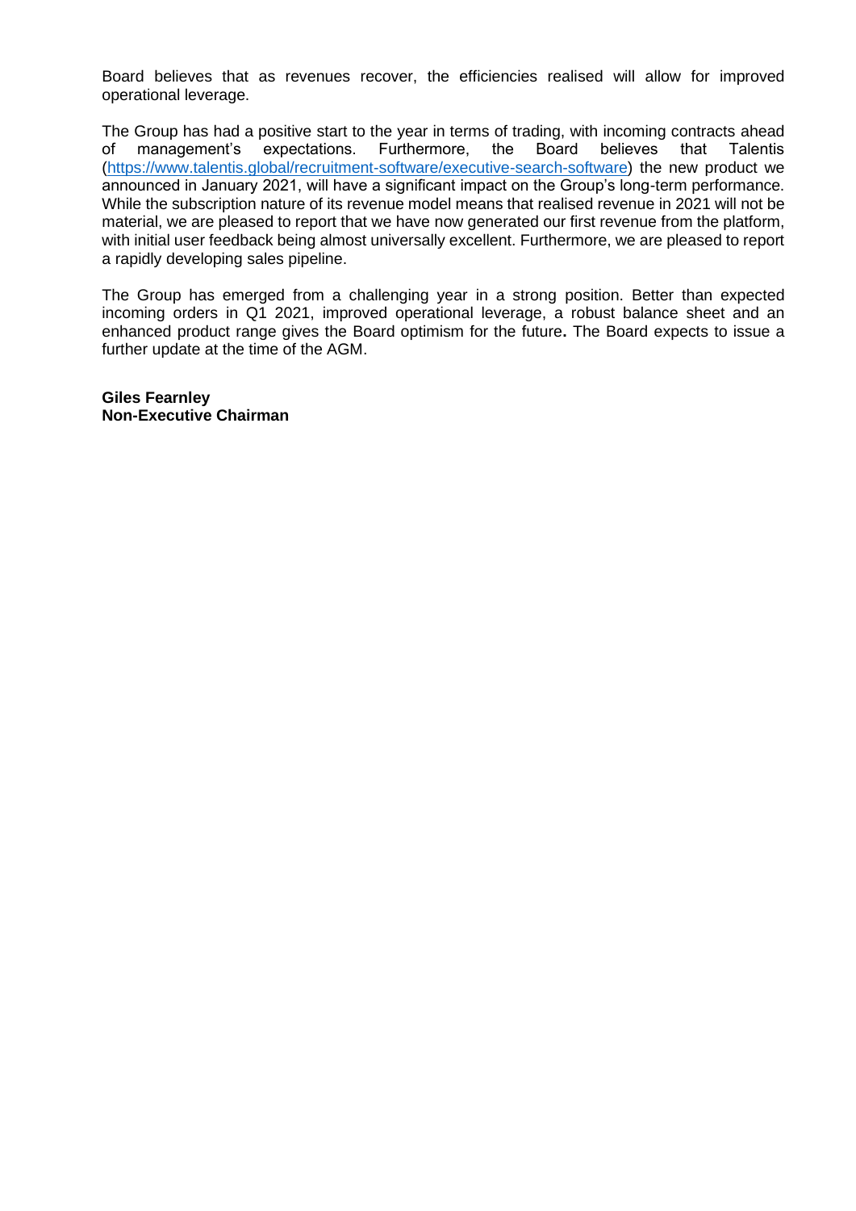Board believes that as revenues recover, the efficiencies realised will allow for improved operational leverage.

The Group has had a positive start to the year in terms of trading, with incoming contracts ahead of management's expectations. Furthermore, the Board believes that Talentis (https://www.talentis.global/recruitment-software/executive-search-software) the new product we announced in January 2021, will have a significant impact on the Group's long-term performance. While the subscription nature of its revenue model means that realised revenue in 2021 will not be material, we are pleased to report that we have now generated our first revenue from the platform, with initial user feedback being almost universally excellent. Furthermore, we are pleased to report a rapidly developing sales pipeline.

The Group has emerged from a challenging year in a strong position. Better than expected incoming orders in Q1 2021, improved operational leverage, a robust balance sheet and an enhanced product range gives the Board optimism for the future**.** The Board expects to issue a further update at the time of the AGM.

**Giles Fearnley**
**Non-Executive Chairman**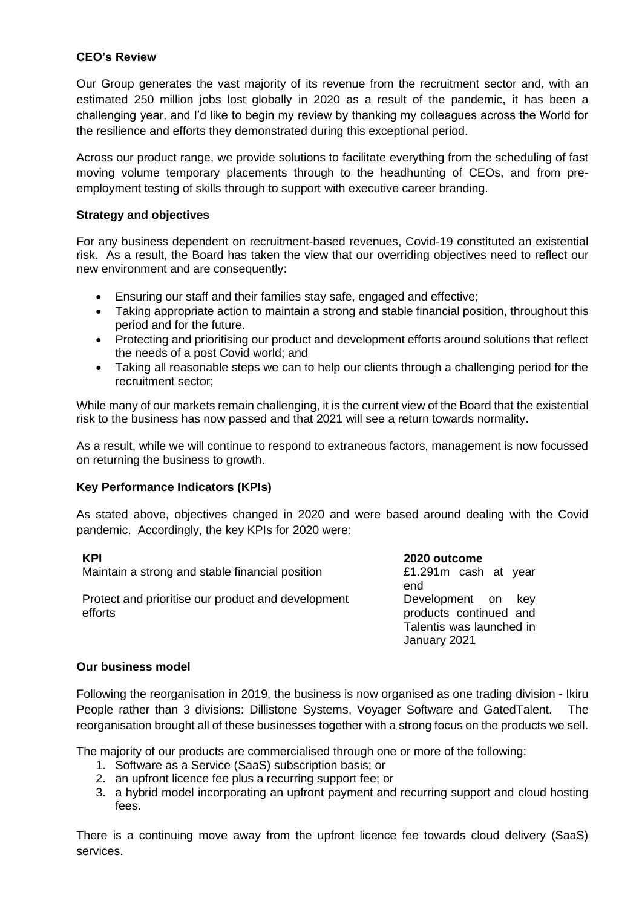**CEO's Review**

Our Group generates the vast majority of its revenue from the recruitment sector and, with an estimated 250 million jobs lost globally in 2020 as a result of the pandemic, it has been a challenging year, and I'd like to begin my review by thanking my colleagues across the World for the resilience and efforts they demonstrated during this exceptional period.

Across our product range, we provide solutions to facilitate everything from the scheduling of fast moving volume temporary placements through to the headhunting of CEOs, and from pre-employment testing of skills through to support with executive career branding.

**Strategy and objectives**

For any business dependent on recruitment-based revenues, Covid-19 constituted an existential risk. As a result, the Board has taken the view that our overriding objectives need to reflect our new environment and are consequently:

- Ensuring our staff and their families stay safe, engaged and effective;
- Taking appropriate action to maintain a strong and stable financial position, throughout this period and for the future.
- Protecting and prioritising our product and development efforts around solutions that reflect the needs of a post Covid world; and
- Taking all reasonable steps we can to help our clients through a challenging period for the recruitment sector;

While many of our markets remain challenging, it is the current view of the Board that the existential risk to the business has now passed and that 2021 will see a return towards normality.

As a result, while we will continue to respond to extraneous factors, management is now focussed on returning the business to growth.

**Key Performance Indicators (KPIs)**

As stated above, objectives changed in 2020 and were based around dealing with the Covid pandemic. Accordingly, the key KPIs for 2020 were:

| KPI | 2020 outcome |
|---|---|
| Maintain a strong and stable financial position | £1.291m cash at year end |
| Protect and prioritise our product and development efforts | Development on key products continued and Talentis was launched in January 2021 |

**Our business model**

Following the reorganisation in 2019, the business is now organised as one trading division - Ikiru People rather than 3 divisions: Dillistone Systems, Voyager Software and GatedTalent. The reorganisation brought all of these businesses together with a strong focus on the products we sell.

The majority of our products are commercialised through one or more of the following:

1. Software as a Service (SaaS) subscription basis; or
2. an upfront licence fee plus a recurring support fee; or
3. a hybrid model incorporating an upfront payment and recurring support and cloud hosting fees.

There is a continuing move away from the upfront licence fee towards cloud delivery (SaaS) services.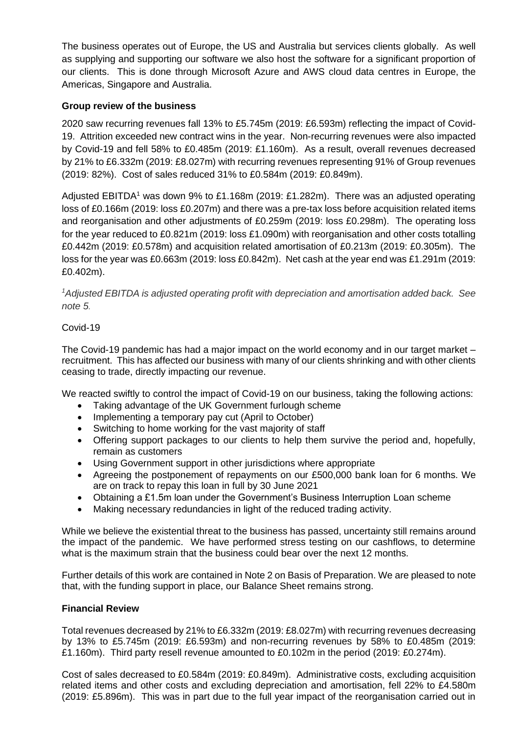The business operates out of Europe, the US and Australia but services clients globally. As well as supplying and supporting our software we also host the software for a significant proportion of our clients. This is done through Microsoft Azure and AWS cloud data centres in Europe, the Americas, Singapore and Australia.

**Group review of the business**

2020 saw recurring revenues fall 13% to £5.745m (2019: £6.593m) reflecting the impact of Covid-19. Attrition exceeded new contract wins in the year. Non-recurring revenues were also impacted by Covid-19 and fell 58% to £0.485m (2019: £1.160m). As a result, overall revenues decreased by 21% to £6.332m (2019: £8.027m) with recurring revenues representing 91% of Group revenues (2019: 82%). Cost of sales reduced 31% to £0.584m (2019: £0.849m).

Adjusted EBITDA[1] was down 9% to £1.168m (2019: £1.282m). There was an adjusted operating loss of £0.166m (2019: loss £0.207m) and there was a pre-tax loss before acquisition related items and reorganisation and other adjustments of £0.259m (2019: loss £0.298m). The operating loss for the year reduced to £0.821m (2019: loss £1.090m) with reorganisation and other costs totalling £0.442m (2019: £0.578m) and acquisition related amortisation of £0.213m (2019: £0.305m). The loss for the year was £0.663m (2019: loss £0.842m). Net cash at the year end was £1.291m (2019: £0.402m).

*[1]Adjusted EBITDA is adjusted operating profit with depreciation and amortisation added back. See note 5.*

Covid-19

The Covid-19 pandemic has had a major impact on the world economy and in our target market – recruitment. This has affected our business with many of our clients shrinking and with other clients ceasing to trade, directly impacting our revenue.

We reacted swiftly to control the impact of Covid-19 on our business, taking the following actions:

- Taking advantage of the UK Government furlough scheme
- Implementing a temporary pay cut (April to October)
- Switching to home working for the vast majority of staff
- Offering support packages to our clients to help them survive the period and, hopefully, remain as customers
- Using Government support in other jurisdictions where appropriate
- Agreeing the postponement of repayments on our £500,000 bank loan for 6 months. We are on track to repay this loan in full by 30 June 2021
- Obtaining a £1.5m loan under the Government's Business Interruption Loan scheme
- Making necessary redundancies in light of the reduced trading activity.

While we believe the existential threat to the business has passed, uncertainty still remains around the impact of the pandemic. We have performed stress testing on our cashflows, to determine what is the maximum strain that the business could bear over the next 12 months.

Further details of this work are contained in Note 2 on Basis of Preparation. We are pleased to note that, with the funding support in place, our Balance Sheet remains strong.

**Financial Review**

Total revenues decreased by 21% to £6.332m (2019: £8.027m) with recurring revenues decreasing by 13% to £5.745m (2019: £6.593m) and non-recurring revenues by 58% to £0.485m (2019: £1.160m). Third party resell revenue amounted to £0.102m in the period (2019: £0.274m).

Cost of sales decreased to £0.584m (2019: £0.849m). Administrative costs, excluding acquisition related items and other costs and excluding depreciation and amortisation, fell 22% to £4.580m (2019: £5.896m). This was in part due to the full year impact of the reorganisation carried out in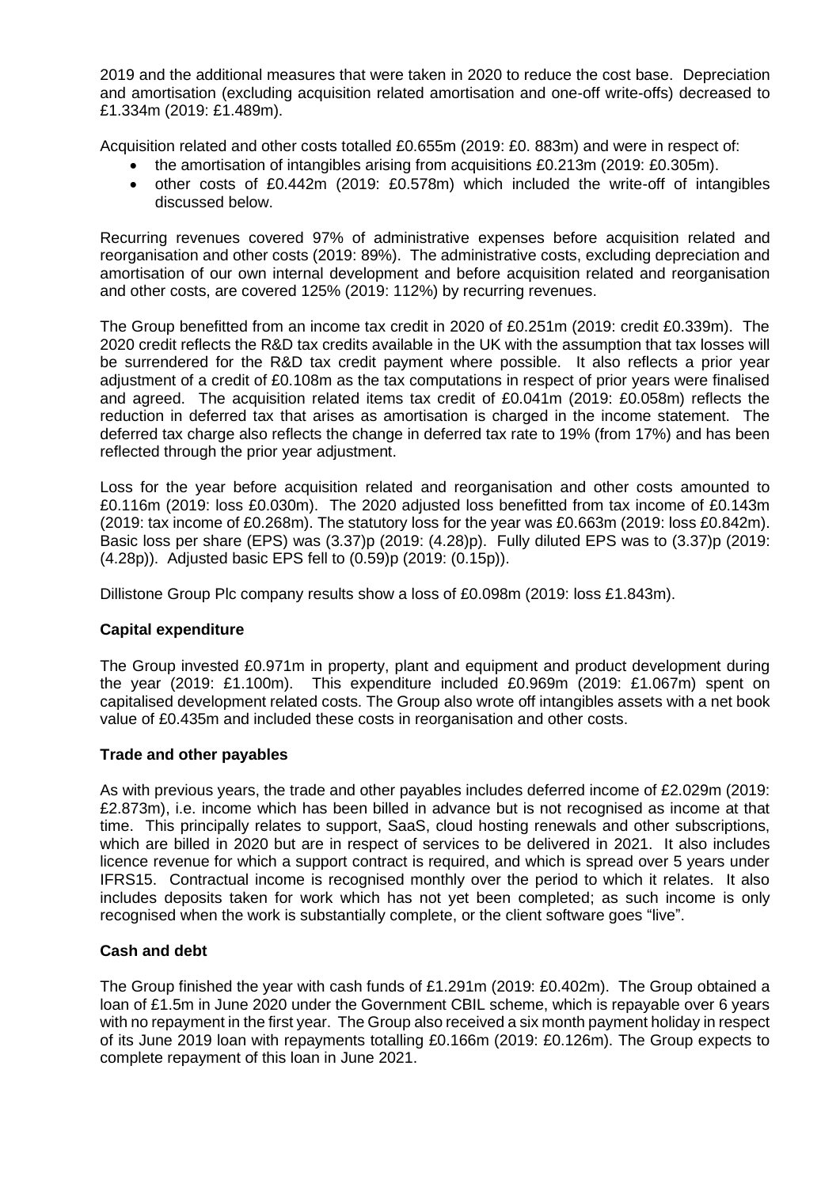2019 and the additional measures that were taken in 2020 to reduce the cost base. Depreciation and amortisation (excluding acquisition related amortisation and one-off write-offs) decreased to £1.334m (2019: £1.489m).

Acquisition related and other costs totalled £0.655m (2019: £0. 883m) and were in respect of:

- the amortisation of intangibles arising from acquisitions £0.213m (2019: £0.305m).
- other costs of £0.442m (2019: £0.578m) which included the write-off of intangibles discussed below.

Recurring revenues covered 97% of administrative expenses before acquisition related and reorganisation and other costs (2019: 89%). The administrative costs, excluding depreciation and amortisation of our own internal development and before acquisition related and reorganisation and other costs, are covered 125% (2019: 112%) by recurring revenues.

The Group benefitted from an income tax credit in 2020 of £0.251m (2019: credit £0.339m). The 2020 credit reflects the R&D tax credits available in the UK with the assumption that tax losses will be surrendered for the R&D tax credit payment where possible. It also reflects a prior year adjustment of a credit of £0.108m as the tax computations in respect of prior years were finalised and agreed. The acquisition related items tax credit of £0.041m (2019: £0.058m) reflects the reduction in deferred tax that arises as amortisation is charged in the income statement. The deferred tax charge also reflects the change in deferred tax rate to 19% (from 17%) and has been reflected through the prior year adjustment.

Loss for the year before acquisition related and reorganisation and other costs amounted to £0.116m (2019: loss £0.030m). The 2020 adjusted loss benefitted from tax income of £0.143m (2019: tax income of £0.268m). The statutory loss for the year was £0.663m (2019: loss £0.842m). Basic loss per share (EPS) was (3.37)p (2019: (4.28)p). Fully diluted EPS was to (3.37)p (2019: (4.28p)). Adjusted basic EPS fell to (0.59)p (2019: (0.15)p)).

Dillistone Group Plc company results show a loss of £0.098m (2019: loss £1.843m).

**Capital expenditure**

The Group invested £0.971m in property, plant and equipment and product development during the year (2019: £1.100m). This expenditure included £0.969m (2019: £1.067m) spent on capitalised development related costs. The Group also wrote off intangibles assets with a net book value of £0.435m and included these costs in reorganisation and other costs.

**Trade and other payables**

As with previous years, the trade and other payables includes deferred income of £2.029m (2019: £2.873m), i.e. income which has been billed in advance but is not recognised as income at that time. This principally relates to support, SaaS, cloud hosting renewals and other subscriptions, which are billed in 2020 but are in respect of services to be delivered in 2021. It also includes licence revenue for which a support contract is required, and which is spread over 5 years under IFRS15. Contractual income is recognised monthly over the period to which it relates. It also includes deposits taken for work which has not yet been completed; as such income is only recognised when the work is substantially complete, or the client software goes "live".

**Cash and debt**

The Group finished the year with cash funds of £1.291m (2019: £0.402m). The Group obtained a loan of £1.5m in June 2020 under the Government CBIL scheme, which is repayable over 6 years with no repayment in the first year. The Group also received a six month payment holiday in respect of its June 2019 loan with repayments totalling £0.166m (2019: £0.126m). The Group expects to complete repayment of this loan in June 2021.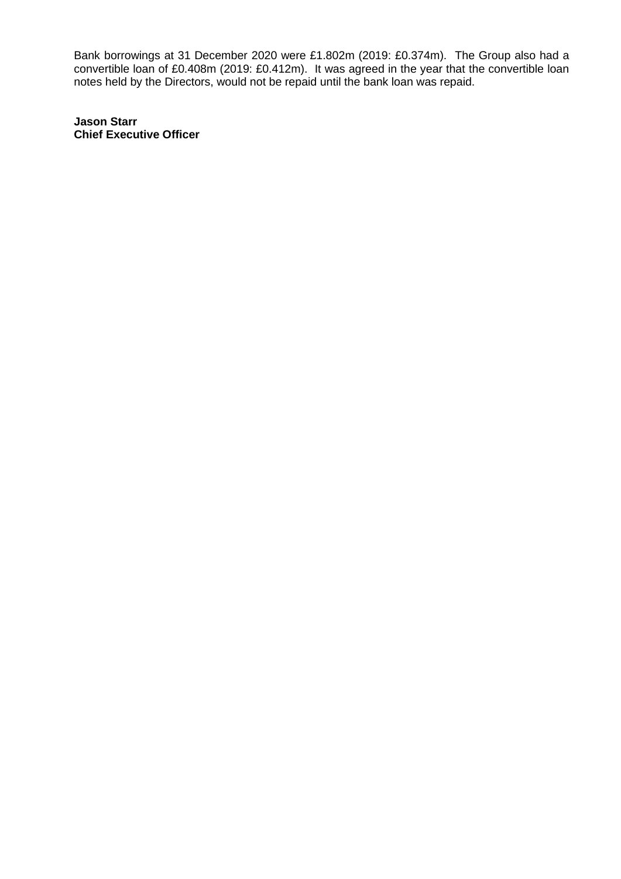Bank borrowings at 31 December 2020 were £1.802m (2019: £0.374m). The Group also had a convertible loan of £0.408m (2019: £0.412m). It was agreed in the year that the convertible loan notes held by the Directors, would not be repaid until the bank loan was repaid.

**Jason Starr**
**Chief Executive Officer**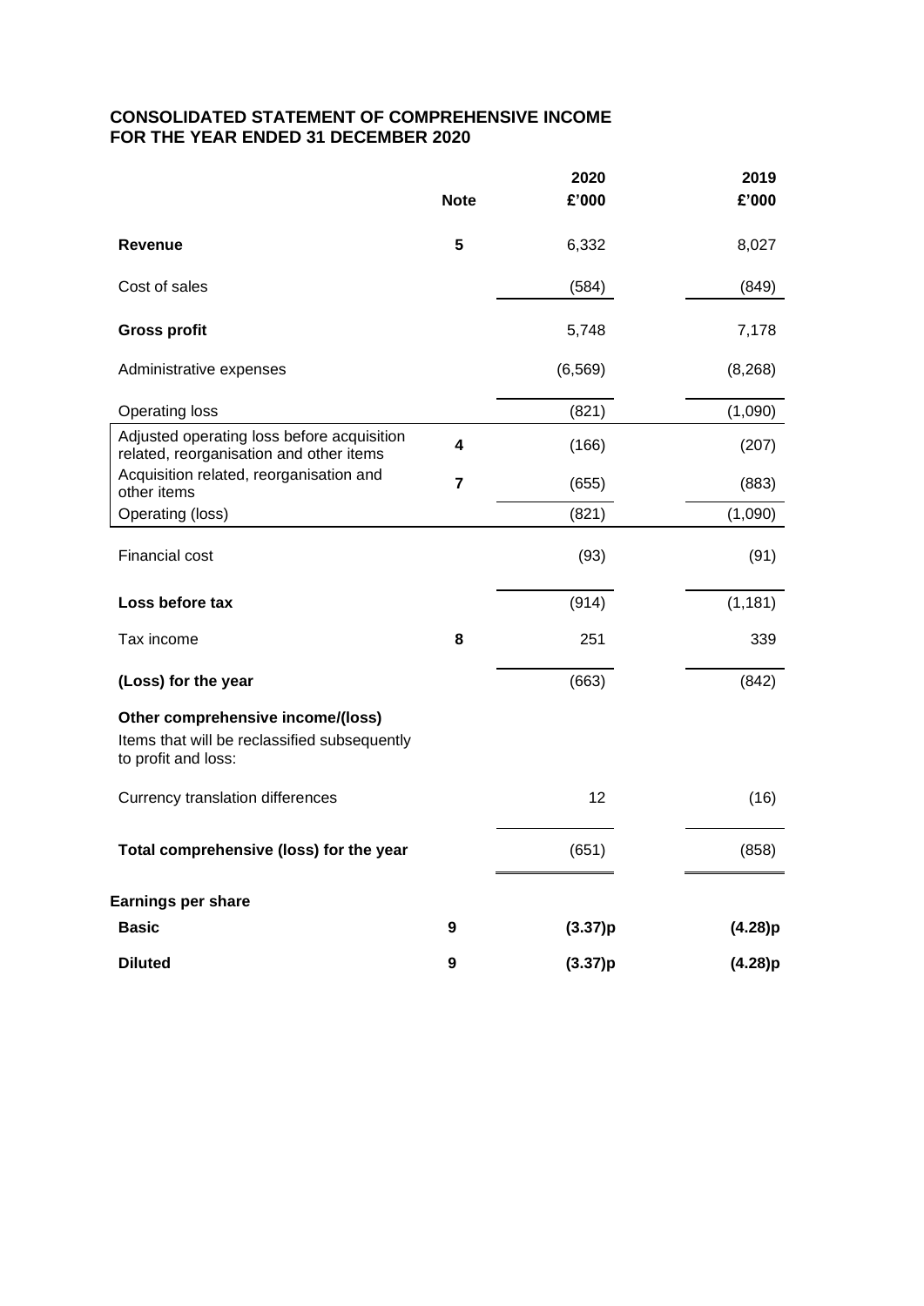## CONSOLIDATED STATEMENT OF COMPREHENSIVE INCOME
## FOR THE YEAR ENDED 31 DECEMBER 2020

| | Note | 2020 £'000 | 2019 £'000 |
|---|---|---|---|
| **Revenue** | **5** | 6,332 | 8,027 |
| Cost of sales | | (584) | (849) |
| **Gross profit** | | 5,748 | 7,178 |
| Administrative expenses | | (6,569) | (8,268) |
| Operating loss | | (821) | (1,090) |
| Adjusted operating loss before acquisition related, reorganisation and other items | **4** | (166) | (207) |
| Acquisition related, reorganisation and other items | **7** | (655) | (883) |
| Operating (loss) | | (821) | (1,090) |
| Financial cost | | (93) | (91) |
| **Loss before tax** | | (914) | (1,181) |
| Tax income | **8** | 251 | 339 |
| **(Loss) for the year** | | (663) | (842) |
| **Other comprehensive income/(loss)** | | | |
| Items that will be reclassified subsequently to profit and loss: | | | |
| Currency translation differences | | 12 | (16) |
| **Total comprehensive (loss) for the year** | | (651) | (858) |
| **Earnings per share** | | | |
| **Basic** | **9** | **(3.37)p** | **(4.28)p** |
| **Diluted** | **9** | **(3.37)p** | **(4.28)p** |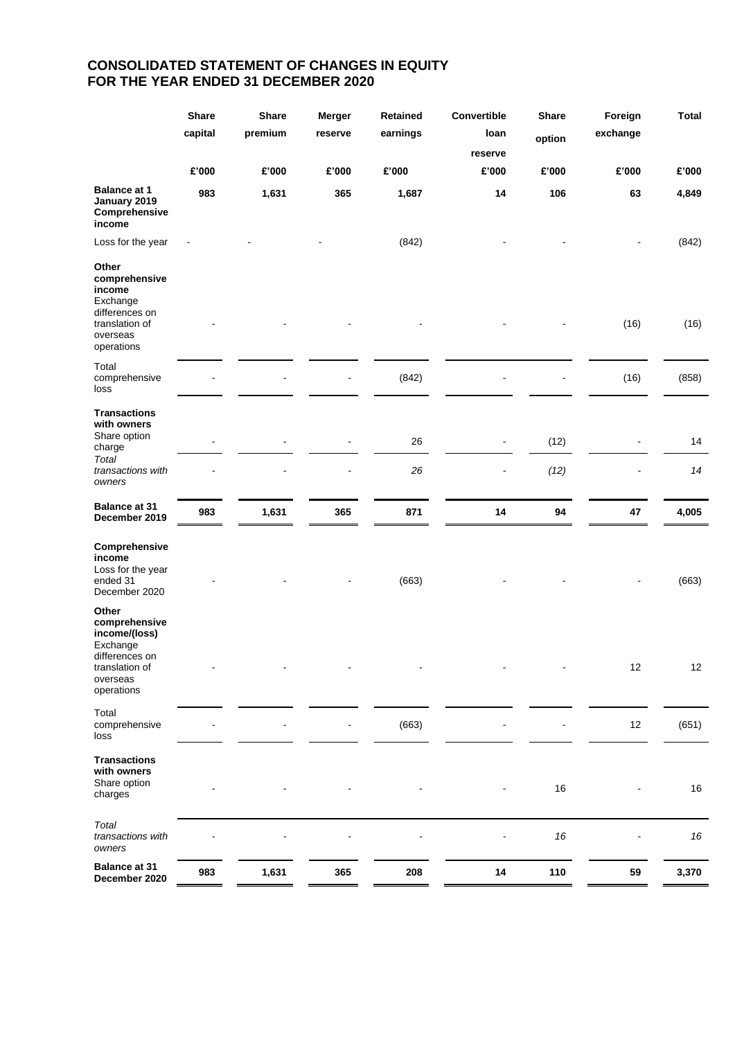# CONSOLIDATED STATEMENT OF CHANGES IN EQUITY
# FOR THE YEAR ENDED 31 DECEMBER 2020

| | Share capital | Share premium | Merger reserve | Retained earnings | Convertible loan reserve | Share option | Foreign exchange | Total |
|---|---|---|---|---|---|---|---|---|
| | £'000 | £'000 | £'000 | £'000 | £'000 | £'000 | £'000 | £'000 |
| **Balance at 1 January 2019** | **983** | **1,631** | **365** | **1,687** | **14** | **106** | **63** | **4,849** |
| **Comprehensive income** | | | | | | | | |
| Loss for the year | - | - | - | (842) | - | - | - | (842) |
| **Other comprehensive income** | | | | | | | | |
| Exchange differences on translation of overseas operations | - | - | - | - | - | - | (16) | (16) |
| Total comprehensive loss | - | - | - | (842) | - | - | (16) | (858) |
| **Transactions with owners** | | | | | | | | |
| Share option charge | - | - | - | 26 | - | (12) | - | 14 |
| *Total transactions with owners* | - | - | - | *26* | - | *(12)* | - | *14* |
| **Balance at 31 December 2019** | **983** | **1,631** | **365** | **871** | **14** | **94** | **47** | **4,005** |
| **Comprehensive income** | | | | | | | | |
| Loss for the year ended 31 December 2020 | - | - | - | (663) | - | - | - | (663) |
| **Other comprehensive income/(loss)** | | | | | | | | |
| Exchange differences on translation of overseas operations | - | - | - | - | - | - | 12 | 12 |
| Total comprehensive loss | - | - | - | (663) | - | - | 12 | (651) |
| **Transactions with owners** | | | | | | | | |
| Share option charges | - | - | - | - | - | 16 | - | 16 |
| *Total transactions with owners* | - | - | - | - | - | *16* | - | *16* |
| **Balance at 31 December 2020** | **983** | **1,631** | **365** | **208** | **14** | **110** | **59** | **3,370** |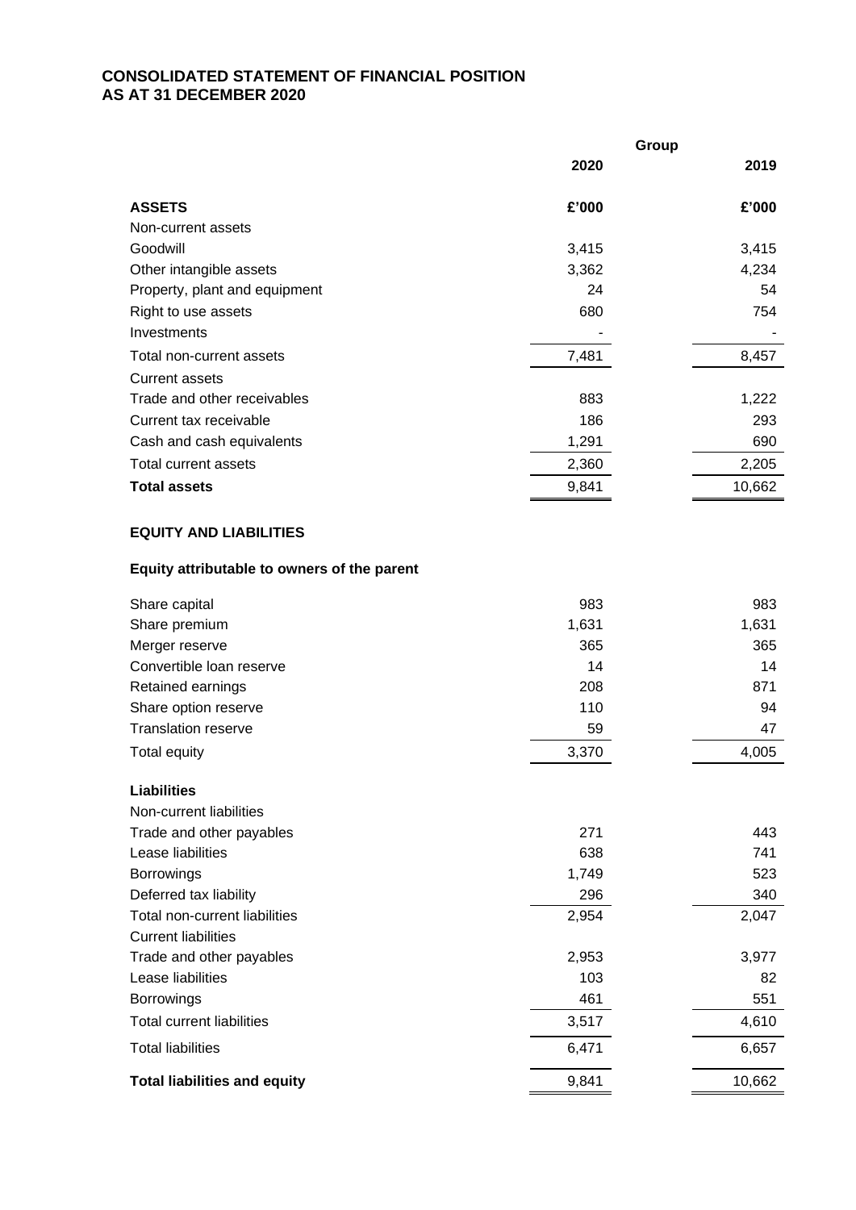# CONSOLIDATED STATEMENT OF FINANCIAL POSITION
# AS AT 31 DECEMBER 2020

| | Group | |
|---|---|---|
| | 2020 | 2019 |
| **ASSETS** | **£'000** | **£'000** |
| Non-current assets | | |
| Goodwill | 3,415 | 3,415 |
| Other intangible assets | 3,362 | 4,234 |
| Property, plant and equipment | 24 | 54 |
| Right to use assets | 680 | 754 |
| Investments | - | - |
| Total non-current assets | 7,481 | 8,457 |
| Current assets | | |
| Trade and other receivables | 883 | 1,222 |
| Current tax receivable | 186 | 293 |
| Cash and cash equivalents | 1,291 | 690 |
| Total current assets | 2,360 | 2,205 |
| **Total assets** | 9,841 | 10,662 |
| | | |
| **EQUITY AND LIABILITIES** | | |
| | | |
| **Equity attributable to owners of the parent** | | |
| Share capital | 983 | 983 |
| Share premium | 1,631 | 1,631 |
| Merger reserve | 365 | 365 |
| Convertible loan reserve | 14 | 14 |
| Retained earnings | 208 | 871 |
| Share option reserve | 110 | 94 |
| Translation reserve | 59 | 47 |
| Total equity | 3,370 | 4,005 |
| | | |
| **Liabilities** | | |
| Non-current liabilities | | |
| Trade and other payables | 271 | 443 |
| Lease liabilities | 638 | 741 |
| Borrowings | 1,749 | 523 |
| Deferred tax liability | 296 | 340 |
| Total non-current liabilities | 2,954 | 2,047 |
| Current liabilities | | |
| Trade and other payables | 2,953 | 3,977 |
| Lease liabilities | 103 | 82 |
| Borrowings | 461 | 551 |
| Total current liabilities | 3,517 | 4,610 |
| Total liabilities | 6,471 | 6,657 |
| **Total liabilities and equity** | 9,841 | 10,662 |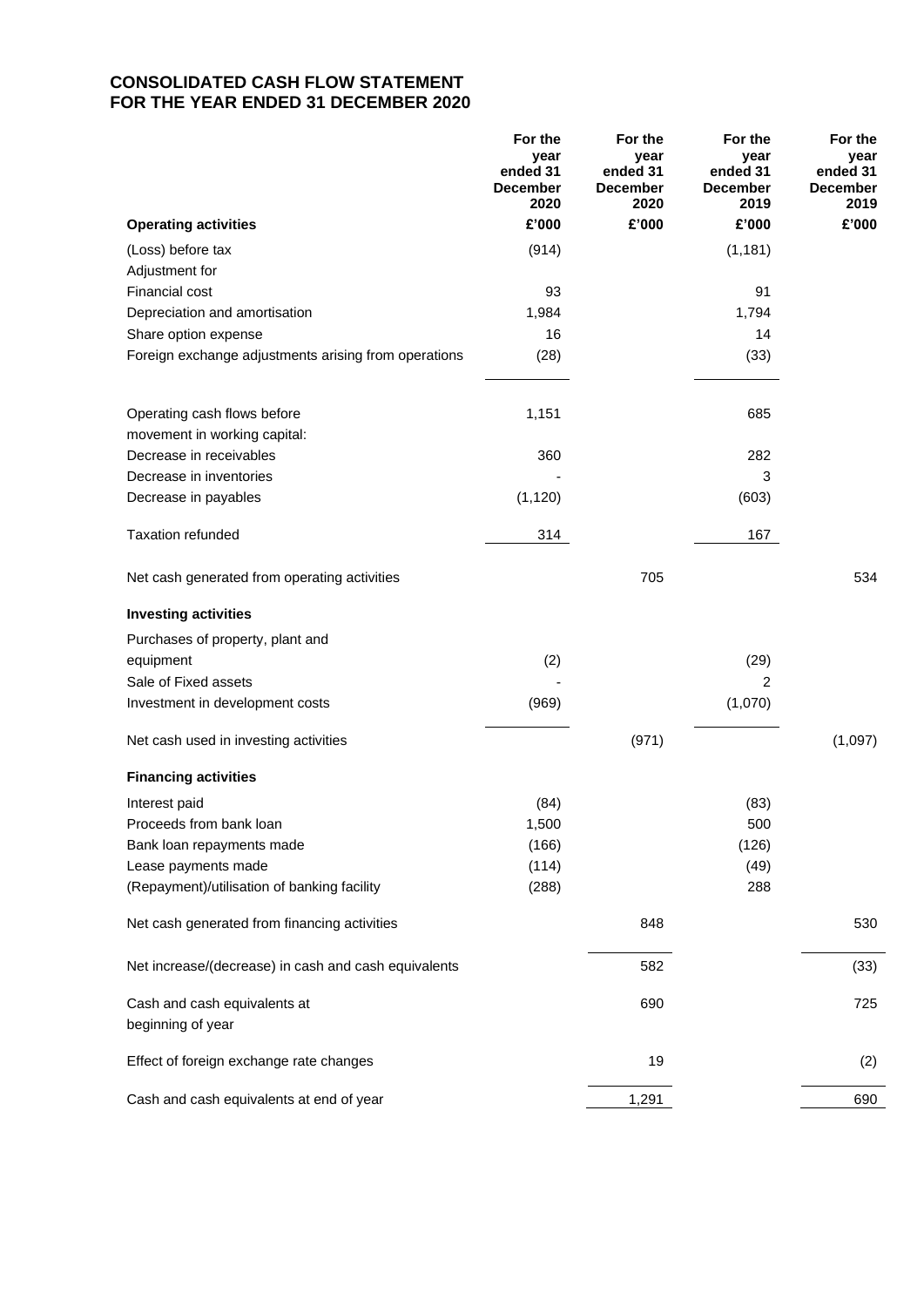# CONSOLIDATED CASH FLOW STATEMENT
# FOR THE YEAR ENDED 31 DECEMBER 2020

| | For the year ended 31 December 2020 | For the year ended 31 December 2020 | For the year ended 31 December 2019 | For the year ended 31 December 2019 |
|---|---|---|---|---|
| **Operating activities** | **£'000** | **£'000** | **£'000** | **£'000** |
| (Loss) before tax | (914) | | (1,181) | |
| Adjustment for | | | | |
| Financial cost | 93 | | 91 | |
| Depreciation and amortisation | 1,984 | | 1,794 | |
| Share option expense | 16 | | 14 | |
| Foreign exchange adjustments arising from operations | (28) | | (33) | |
| Operating cash flows before movement in working capital: | 1,151 | | 685 | |
| Decrease in receivables | 360 | | 282 | |
| Decrease in inventories | - | | 3 | |
| Decrease in payables | (1,120) | | (603) | |
| Taxation refunded | 314 | | 167 | |
| Net cash generated from operating activities | | 705 | | 534 |
| **Investing activities** | | | | |
| Purchases of property, plant and equipment | (2) | | (29) | |
| Sale of Fixed assets | - | | 2 | |
| Investment in development costs | (969) | | (1,070) | |
| Net cash used in investing activities | | (971) | | (1,097) |
| **Financing activities** | | | | |
| Interest paid | (84) | | (83) | |
| Proceeds from bank loan | 1,500 | | 500 | |
| Bank loan repayments made | (166) | | (126) | |
| Lease payments made | (114) | | (49) | |
| (Repayment)/utilisation of banking facility | (288) | | 288 | |
| Net cash generated from financing activities | | 848 | | 530 |
| Net increase/(decrease) in cash and cash equivalents | | 582 | | (33) |
| Cash and cash equivalents at beginning of year | | 690 | | 725 |
| Effect of foreign exchange rate changes | | 19 | | (2) |
| Cash and cash equivalents at end of year | | 1,291 | | 690 |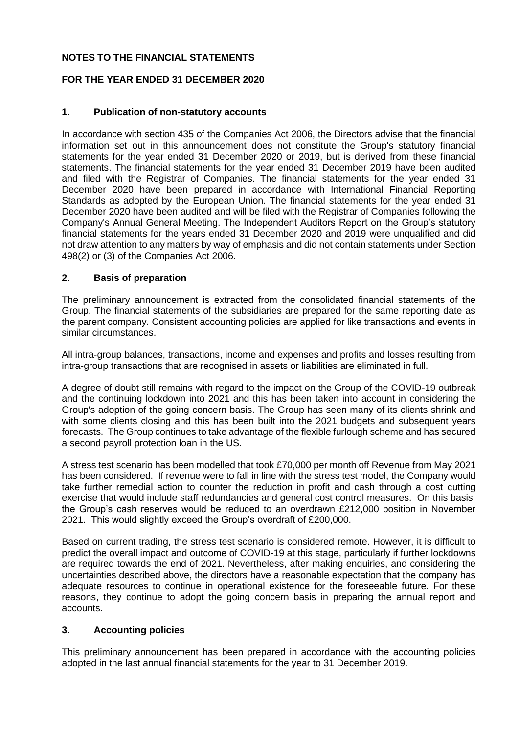**NOTES TO THE FINANCIAL STATEMENTS**

**FOR THE YEAR ENDED 31 DECEMBER 2020**

## 1. Publication of non-statutory accounts

In accordance with section 435 of the Companies Act 2006, the Directors advise that the financial information set out in this announcement does not constitute the Group's statutory financial statements for the year ended 31 December 2020 or 2019, but is derived from these financial statements. The financial statements for the year ended 31 December 2019 have been audited and filed with the Registrar of Companies. The financial statements for the year ended 31 December 2020 have been prepared in accordance with International Financial Reporting Standards as adopted by the European Union. The financial statements for the year ended 31 December 2020 have been audited and will be filed with the Registrar of Companies following the Company's Annual General Meeting. The Independent Auditors Report on the Group's statutory financial statements for the years ended 31 December 2020 and 2019 were unqualified and did not draw attention to any matters by way of emphasis and did not contain statements under Section 498(2) or (3) of the Companies Act 2006.

## 2. Basis of preparation

The preliminary announcement is extracted from the consolidated financial statements of the Group. The financial statements of the subsidiaries are prepared for the same reporting date as the parent company. Consistent accounting policies are applied for like transactions and events in similar circumstances.

All intra-group balances, transactions, income and expenses and profits and losses resulting from intra-group transactions that are recognised in assets or liabilities are eliminated in full.

A degree of doubt still remains with regard to the impact on the Group of the COVID-19 outbreak and the continuing lockdown into 2021 and this has been taken into account in considering the Group's adoption of the going concern basis. The Group has seen many of its clients shrink and with some clients closing and this has been built into the 2021 budgets and subsequent years forecasts. The Group continues to take advantage of the flexible furlough scheme and has secured a second payroll protection loan in the US.

A stress test scenario has been modelled that took £70,000 per month off Revenue from May 2021 has been considered. If revenue were to fall in line with the stress test model, the Company would take further remedial action to counter the reduction in profit and cash through a cost cutting exercise that would include staff redundancies and general cost control measures. On this basis, the Group's cash reserves would be reduced to an overdrawn £212,000 position in November 2021. This would slightly exceed the Group's overdraft of £200,000.

Based on current trading, the stress test scenario is considered remote. However, it is difficult to predict the overall impact and outcome of COVID-19 at this stage, particularly if further lockdowns are required towards the end of 2021. Nevertheless, after making enquiries, and considering the uncertainties described above, the directors have a reasonable expectation that the company has adequate resources to continue in operational existence for the foreseeable future. For these reasons, they continue to adopt the going concern basis in preparing the annual report and accounts.

## 3. Accounting policies

This preliminary announcement has been prepared in accordance with the accounting policies adopted in the last annual financial statements for the year to 31 December 2019.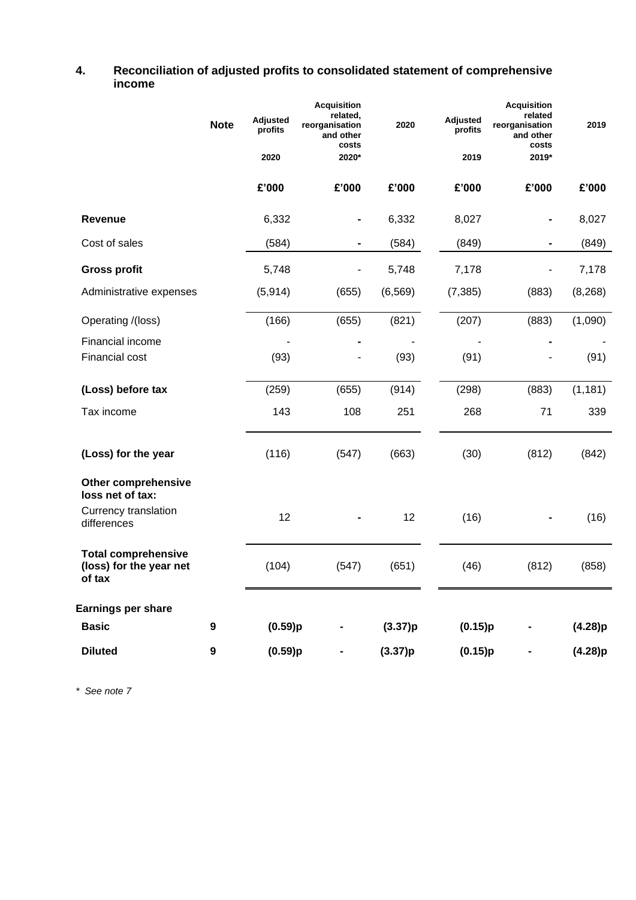## 4. Reconciliation of adjusted profits to consolidated statement of comprehensive income

| | Note | Adjusted profits 2020 | Acquisition related, reorganisation and other costs 2020* | 2020 | Adjusted profits 2019 | Acquisition related reorganisation and other costs 2019* | 2019 |
|---|---|---|---|---|---|---|---|
| | | £'000 | £'000 | £'000 | £'000 | £'000 | £'000 |
| **Revenue** | | 6,332 | - | 6,332 | 8,027 | - | 8,027 |
| Cost of sales | | (584) | - | (584) | (849) | - | (849) |
| **Gross profit** | | 5,748 | - | 5,748 | 7,178 | - | 7,178 |
| Administrative expenses | | (5,914) | (655) | (6,569) | (7,385) | (883) | (8,268) |
| Operating /(loss) | | (166) | (655) | (821) | (207) | (883) | (1,090) |
| Financial income | | - | - | - | - | - | - |
| Financial cost | | (93) | - | (93) | (91) | - | (91) |
| **(Loss) before tax** | | (259) | (655) | (914) | (298) | (883) | (1,181) |
| Tax income | | 143 | 108 | 251 | 268 | 71 | 339 |
| **(Loss) for the year** | | (116) | (547) | (663) | (30) | (812) | (842) |
| **Other comprehensive loss net of tax:** | | | | | | | |
| Currency translation differences | | 12 | - | 12 | (16) | - | (16) |
| **Total comprehensive (loss) for the year net of tax** | | (104) | (547) | (651) | (46) | (812) | (858) |
| **Earnings per share** | | | | | | | |
| **Basic** | **9** | **(0.59)p** | - | **(3.37)p** | **(0.15)p** | - | **(4.28)p** |
| **Diluted** | **9** | **(0.59)p** | - | **(3.37)p** | **(0.15)p** | - | **(4.28)p** |

*\* See note 7*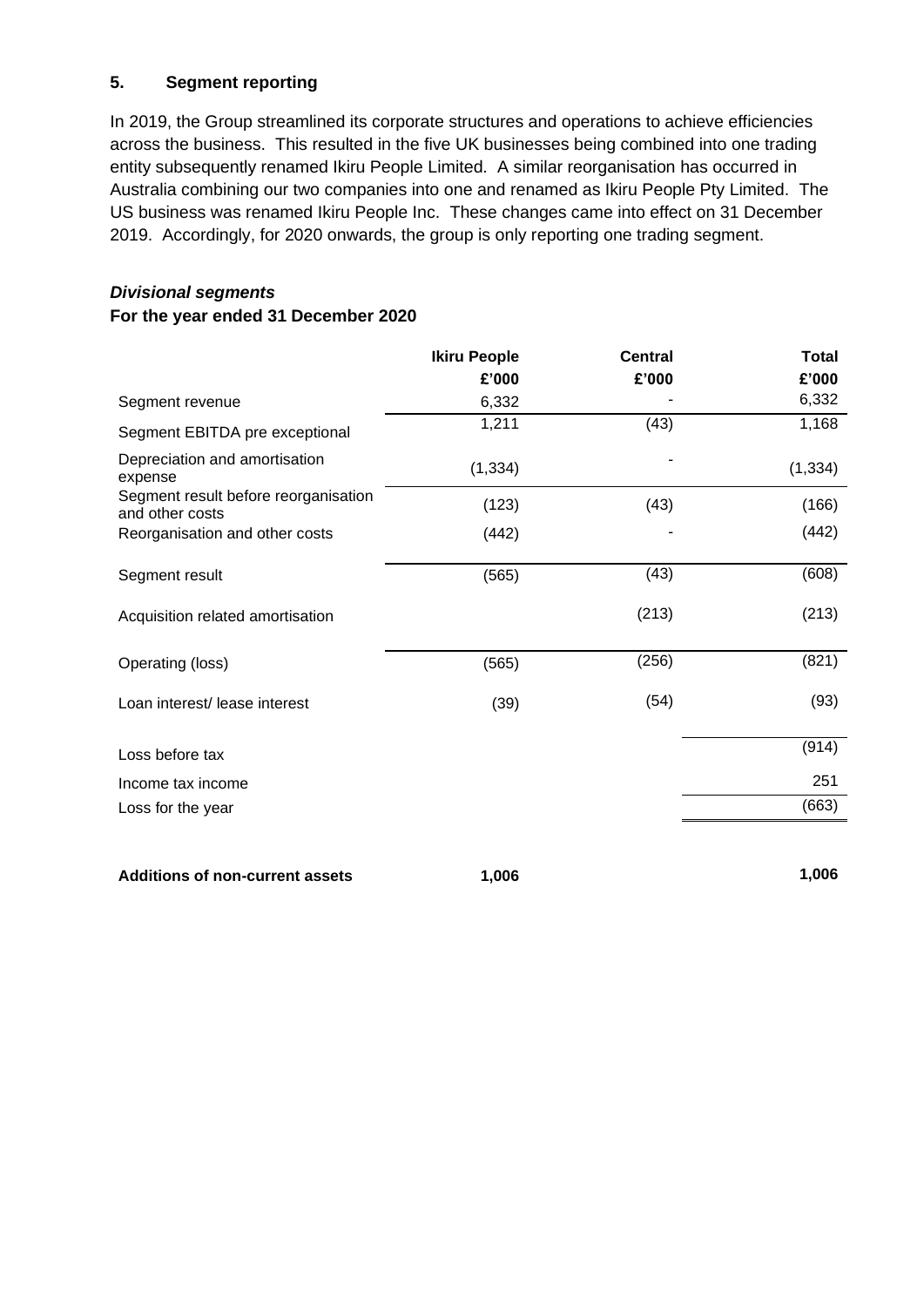### 5. Segment reporting

In 2019, the Group streamlined its corporate structures and operations to achieve efficiencies across the business. This resulted in the five UK businesses being combined into one trading entity subsequently renamed Ikiru People Limited. A similar reorganisation has occurred in Australia combining our two companies into one and renamed as Ikiru People Pty Limited. The US business was renamed Ikiru People Inc. These changes came into effect on 31 December 2019. Accordingly, for 2020 onwards, the group is only reporting one trading segment.

***Divisional segments***

**For the year ended 31 December 2020**

| | **Ikiru People** | **Central** | **Total** |
|---|---|---|---|
| | **£'000** | **£'000** | **£'000** |
| Segment revenue | 6,332 | - | 6,332 |
| Segment EBITDA pre exceptional | 1,211 | (43) | 1,168 |
| Depreciation and amortisation expense | (1,334) | - | (1,334) |
| Segment result before reorganisation and other costs | (123) | (43) | (166) |
| Reorganisation and other costs | (442) | - | (442) |
| Segment result | (565) | (43) | (608) |
| Acquisition related amortisation | | (213) | (213) |
| Operating (loss) | (565) | (256) | (821) |
| Loan interest/ lease interest | (39) | (54) | (93) |
| Loss before tax | | | (914) |
| Income tax income | | | 251 |
| Loss for the year | | | (663) |
| | | | |
| **Additions of non-current assets** | **1,006** | | **1,006** |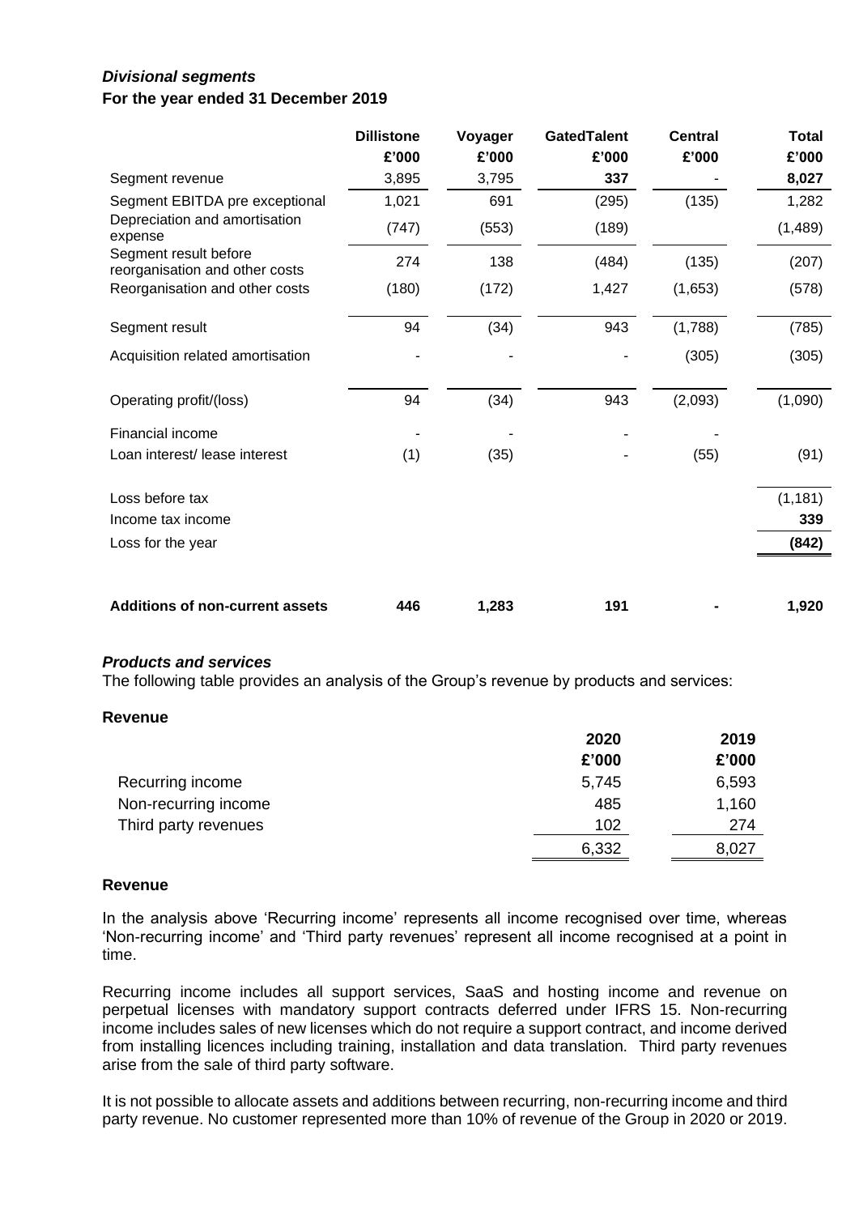### *Divisional segments*

**For the year ended 31 December 2019**

| | Dillistone | Voyager | GatedTalent | Central | Total |
|---|---|---|---|---|---|
| | £'000 | £'000 | £'000 | £'000 | £'000 |
| Segment revenue | 3,895 | 3,795 | **337** | - | **8,027** |
| Segment EBITDA pre exceptional | 1,021 | 691 | (295) | (135) | 1,282 |
| Depreciation and amortisation expense | (747) | (553) | (189) | | (1,489) |
| Segment result before reorganisation and other costs | 274 | 138 | (484) | (135) | (207) |
| Reorganisation and other costs | (180) | (172) | 1,427 | (1,653) | (578) |
| Segment result | 94 | (34) | 943 | (1,788) | (785) |
| Acquisition related amortisation | - | - | - | (305) | (305) |
| Operating profit/(loss) | 94 | (34) | 943 | (2,093) | (1,090) |
| Financial income | - | - | - | - | |
| Loan interest/ lease interest | (1) | (35) | - | (55) | (91) |
| Loss before tax | | | | | (1,181) |
| Income tax income | | | | | **339** |
| Loss for the year | | | | | **(842)** |
| **Additions of non-current assets** | **446** | **1,283** | **191** | **-** | **1,920** |

### *Products and services*

The following table provides an analysis of the Group's revenue by products and services:

**Revenue**

| | 2020 | 2019 |
|---|---|---|
| | £'000 | £'000 |
| Recurring income | 5,745 | 6,593 |
| Non-recurring income | 485 | 1,160 |
| Third party revenues | 102 | 274 |
| | 6,332 | 8,027 |

**Revenue**

In the analysis above 'Recurring income' represents all income recognised over time, whereas 'Non-recurring income' and 'Third party revenues' represent all income recognised at a point in time.

Recurring income includes all support services, SaaS and hosting income and revenue on perpetual licenses with mandatory support contracts deferred under IFRS 15. Non-recurring income includes sales of new licenses which do not require a support contract, and income derived from installing licences including training, installation and data translation. Third party revenues arise from the sale of third party software.

It is not possible to allocate assets and additions between recurring, non-recurring income and third party revenue. No customer represented more than 10% of revenue of the Group in 2020 or 2019.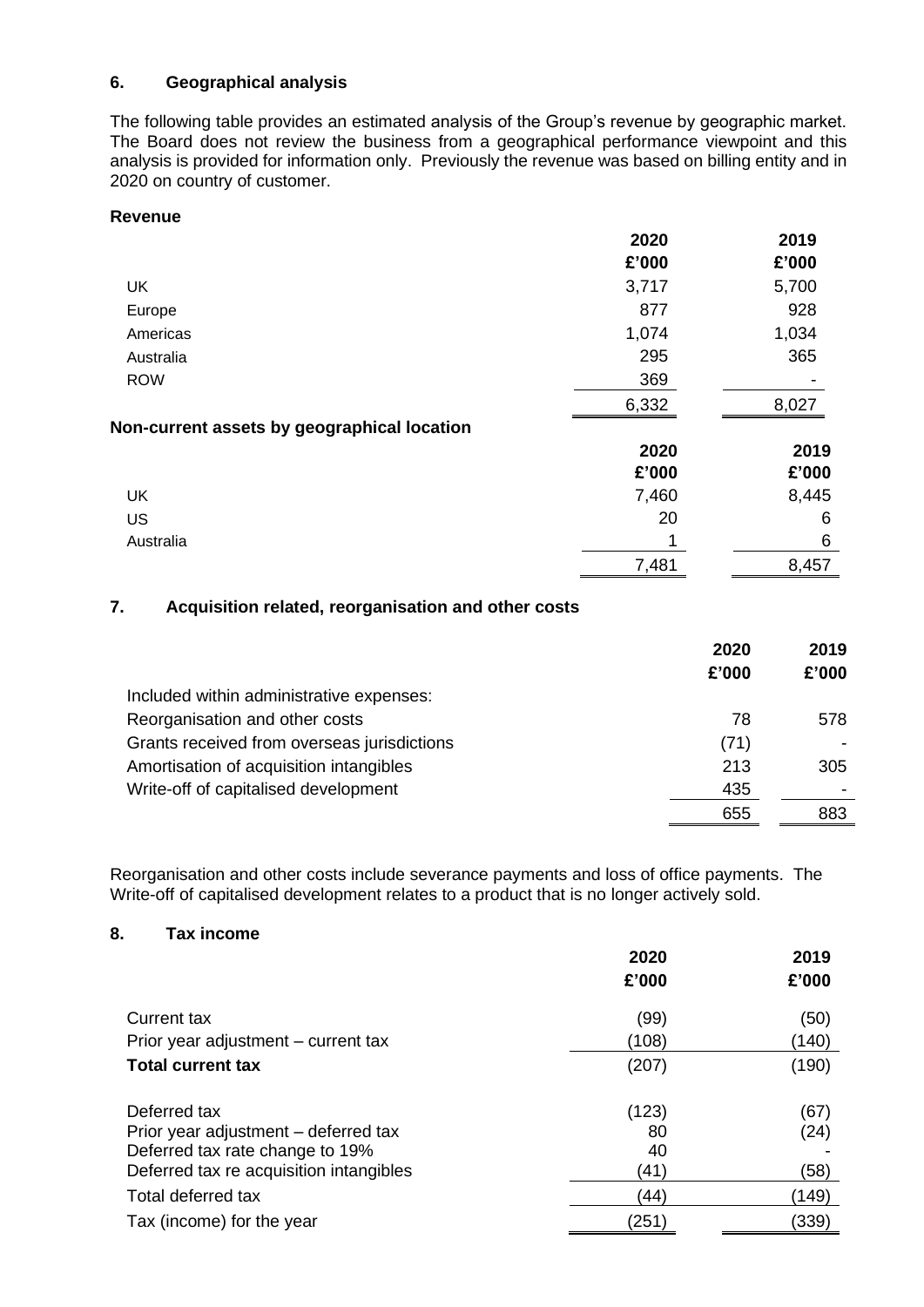## 6. Geographical analysis

The following table provides an estimated analysis of the Group's revenue by geographic market. The Board does not review the business from a geographical performance viewpoint and this analysis is provided for information only. Previously the revenue was based on billing entity and in 2020 on country of customer.

**Revenue**

| | 2020 £'000 | 2019 £'000 |
|---|---|---|
| UK | 3,717 | 5,700 |
| Europe | 877 | 928 |
| Americas | 1,074 | 1,034 |
| Australia | 295 | 365 |
| ROW | 369 | - |
| | 6,332 | 8,027 |

**Non-current assets by geographical location**

| | 2020 £'000 | 2019 £'000 |
|---|---|---|
| UK | 7,460 | 8,445 |
| US | 20 | 6 |
| Australia | 1 | 6 |
| | 7,481 | 8,457 |

## 7. Acquisition related, reorganisation and other costs

| | 2020 £'000 | 2019 £'000 |
|---|---|---|
| Included within administrative expenses: | | |
| Reorganisation and other costs | 78 | 578 |
| Grants received from overseas jurisdictions | (71) | - |
| Amortisation of acquisition intangibles | 213 | 305 |
| Write-off of capitalised development | 435 | - |
| | 655 | 883 |

Reorganisation and other costs include severance payments and loss of office payments. The Write-off of capitalised development relates to a product that is no longer actively sold.

## 8. Tax income

| | 2020 £'000 | 2019 £'000 |
|---|---|---|
| Current tax | (99) | (50) |
| Prior year adjustment – current tax | (108) | (140) |
| **Total current tax** | (207) | (190) |
| Deferred tax | (123) | (67) |
| Prior year adjustment – deferred tax | 80 | (24) |
| Deferred tax rate change to 19% | 40 | - |
| Deferred tax re acquisition intangibles | (41) | (58) |
| Total deferred tax | (44) | (149) |
| Tax (income) for the year | (251) | (339) |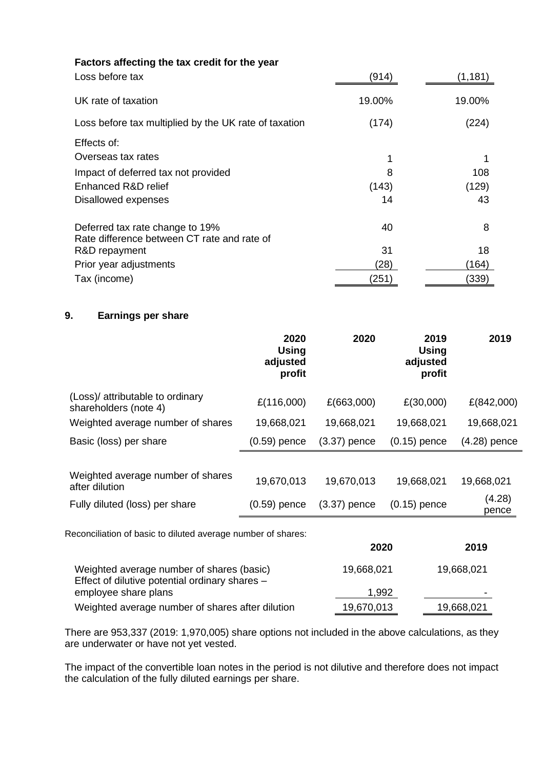**Factors affecting the tax credit for the year**

| | | |
|---|---|---|
| Loss before tax | (914) | (1,181) |
| UK rate of taxation | 19.00% | 19.00% |
| Loss before tax multiplied by the UK rate of taxation | (174) | (224) |
| Effects of: | | |
| Overseas tax rates | 1 | 1 |
| Impact of deferred tax not provided | 8 | 108 |
| Enhanced R&D relief | (143) | (129) |
| Disallowed expenses | 14 | 43 |
| Deferred tax rate change to 19% | 40 | 8 |
| Rate difference between CT rate and rate of R&D repayment | 31 | 18 |
| Prior year adjustments | (28) | (164) |
| Tax (income) | (251) | (339) |

## 9. Earnings per share

| | 2020 Using adjusted profit | 2020 | 2019 Using adjusted profit | 2019 |
|---|---|---|---|---|
| (Loss)/ attributable to ordinary shareholders (note 4) | £(116,000) | £(663,000) | £(30,000) | £(842,000) |
| Weighted average number of shares | 19,668,021 | 19,668,021 | 19,668,021 | 19,668,021 |
| Basic (loss) per share | (0.59) pence | (3.37) pence | (0.15) pence | (4.28) pence |
| Weighted average number of shares after dilution | 19,670,013 | 19,670,013 | 19,668,021 | 19,668,021 |
| Fully diluted (loss) per share | (0.59) pence | (3.37) pence | (0.15) pence | (4.28) pence |

Reconciliation of basic to diluted average number of shares:

| | 2020 | 2019 |
|---|---|---|
| Weighted average number of shares (basic) | 19,668,021 | 19,668,021 |
| Effect of dilutive potential ordinary shares – employee share plans | 1,992 | - |
| Weighted average number of shares after dilution | 19,670,013 | 19,668,021 |

There are 953,337 (2019: 1,970,005) share options not included in the above calculations, as they are underwater or have not yet vested.

The impact of the convertible loan notes in the period is not dilutive and therefore does not impact the calculation of the fully diluted earnings per share.